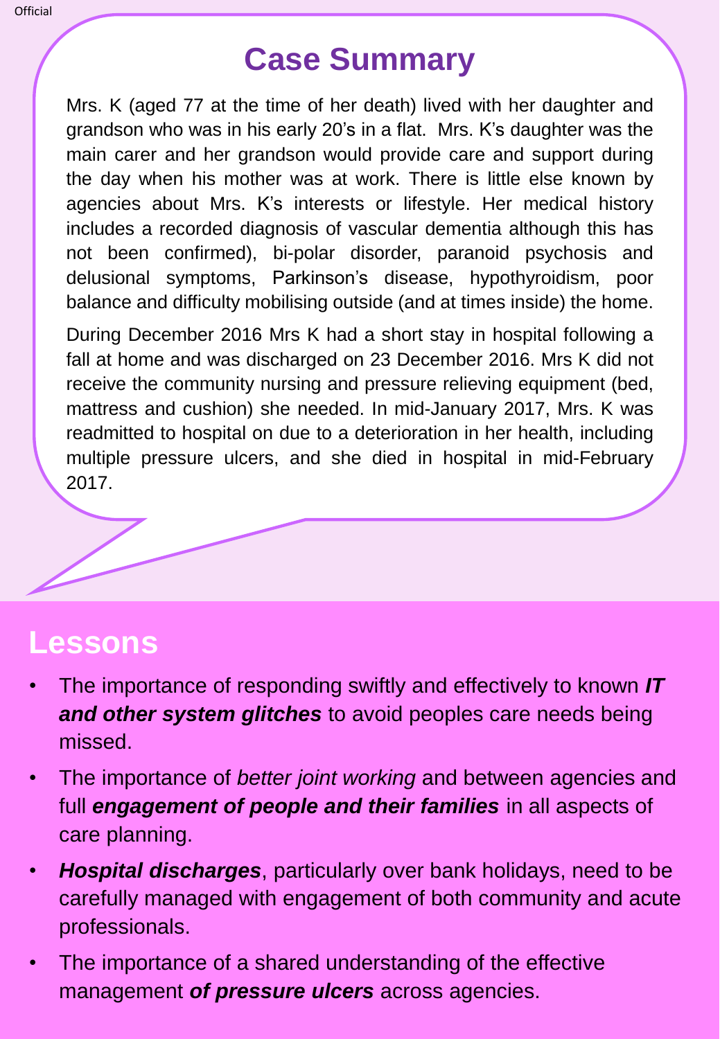Official

# Case Summary

Mrs. K (aged 77 at the time of her death) lived with her daughter and grandson who was in his early 20's in a flat. Mrs. K's daughter was the main carer and her grandson would provide care and support during the day when his mother was at work. There is little else known by agencies about Mrs. K's interests or lifestyle. Her medical history includes a recorded diagnosis of vascular dementia although this has not been confirmed), bi-polar disorder, paranoid psychosis and delusional symptoms, Parkinson's disease, hypothyroidism, poor balance and difficulty mobilising outside (and at times inside) the home.

During December 2016 Mrs K had a short stay in hospital following a fall at home and was discharged on 23 December 2016. Mrs K did not receive the community nursing and pressure relieving equipment (bed, mattress and cushion) she needed. In mid-January 2017, Mrs. K was readmitted to hospital on due to a deterioration in her health, including multiple pressure ulcers, and she died in hospital in mid-February 2017.

## Lessons

- The importance of responding swiftly and effectively to known ***IT and other system glitches*** to avoid peoples care needs being missed.
- The importance of *better joint working* and between agencies and full ***engagement of people and their families*** in all aspects of care planning.
- ***Hospital discharges***, particularly over bank holidays, need to be carefully managed with engagement of both community and acute professionals.
- The importance of a shared understanding of the effective management ***of pressure ulcers*** across agencies.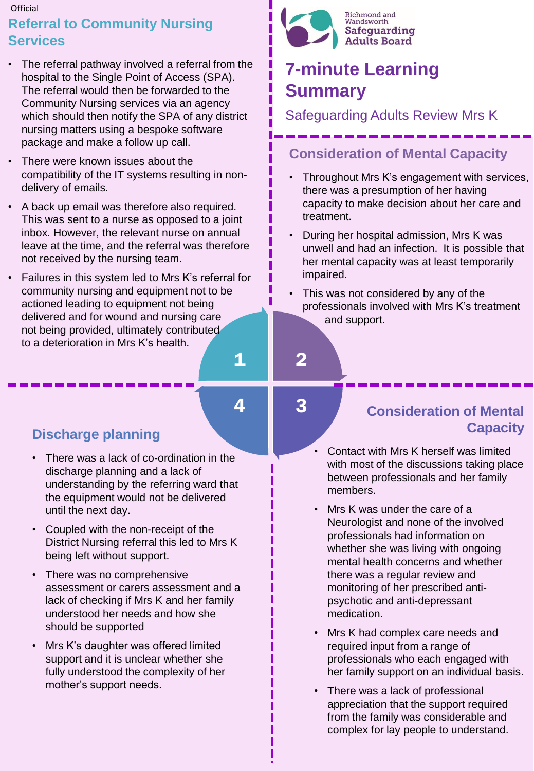# 7-minute Learning Summary

Safeguarding Adults Review Mrs K

## 1 Referral to Community Nursing Services

- The referral pathway involved a referral from the hospital to the Single Point of Access (SPA). The referral would then be forwarded to the Community Nursing services via an agency which should then notify the SPA of any district nursing matters using a bespoke software package and make a follow up call.
- There were known issues about the compatibility of the IT systems resulting in non-delivery of emails.
- A back up email was therefore also required. This was sent to a nurse as opposed to a joint inbox. However, the relevant nurse on annual leave at the time, and the referral was therefore not received by the nursing team.
- Failures in this system led to Mrs K's referral for community nursing and equipment not to be actioned leading to equipment not being delivered and for wound and nursing care not being provided, ultimately contributed to a deterioration in Mrs K's health.

## 2 Consideration of Mental Capacity

- Throughout Mrs K's engagement with services, there was a presumption of her having capacity to make decision about her care and treatment.
- During her hospital admission, Mrs K was unwell and had an infection. It is possible that her mental capacity was at least temporarily impaired.
- This was not considered by any of the professionals involved with Mrs K's treatment and support.

## 3 Consideration of Mental Capacity

- Contact with Mrs K herself was limited with most of the discussions taking place between professionals and her family members.
- Mrs K was under the care of a Neurologist and none of the involved professionals had information on whether she was living with ongoing mental health concerns and whether there was a regular review and monitoring of her prescribed anti-psychotic and anti-depressant medication.
- Mrs K had complex care needs and required input from a range of professionals who each engaged with her family support on an individual basis.
- There was a lack of professional appreciation that the support required from the family was considerable and complex for lay people to understand.

## 4 Discharge planning

- There was a lack of co-ordination in the discharge planning and a lack of understanding by the referring ward that the equipment would not be delivered until the next day.
- Coupled with the non-receipt of the District Nursing referral this led to Mrs K being left without support.
- There was no comprehensive assessment or carers assessment and a lack of checking if Mrs K and her family understood her needs and how she should be supported
- Mrs K's daughter was offered limited support and it is unclear whether she fully understood the complexity of her mother's support needs.